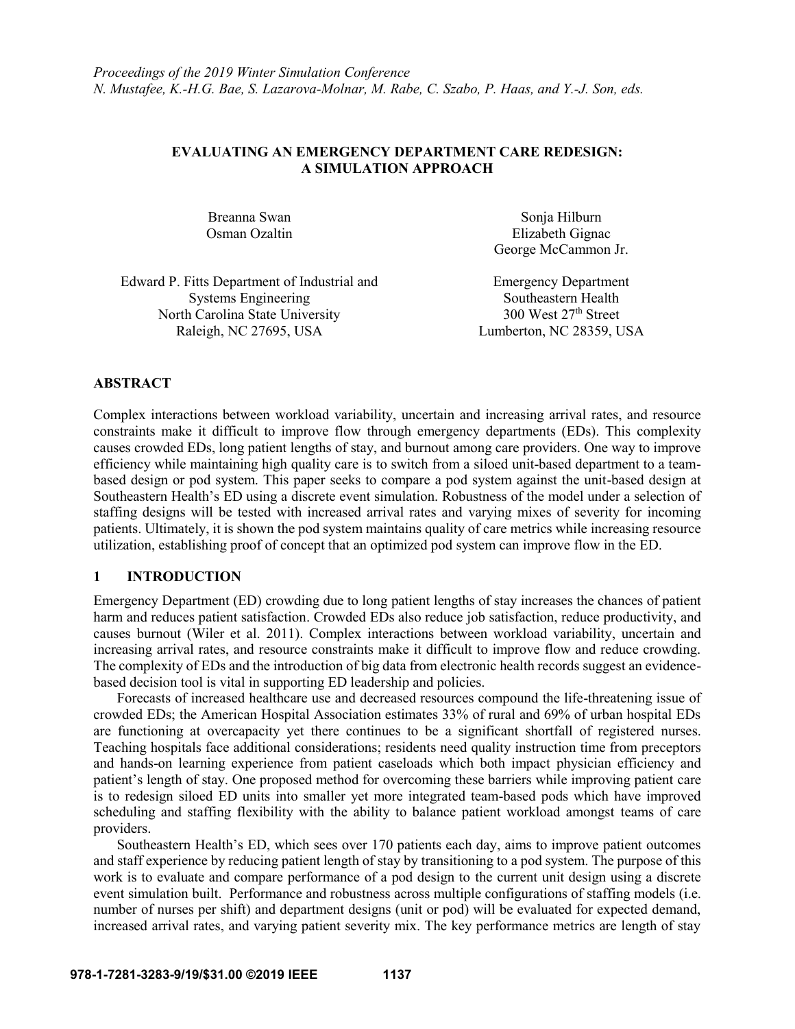*Proceedings of the 2019 Winter Simulation Conference*
*N. Mustafee, K.-H.G. Bae, S. Lazarova-Molnar, M. Rabe, C. Szabo, P. Haas, and Y.-J. Son, eds.*

# EVALUATING AN EMERGENCY DEPARTMENT CARE REDESIGN: A SIMULATION APPROACH

Breanna Swan
Osman Ozaltin

Edward P. Fitts Department of Industrial and Systems Engineering
North Carolina State University
Raleigh, NC 27695, USA

Sonja Hilburn
Elizabeth Gignac
George McCammon Jr.

Emergency Department
Southeastern Health
300 West 27th Street
Lumberton, NC 28359, USA

## ABSTRACT

Complex interactions between workload variability, uncertain and increasing arrival rates, and resource constraints make it difficult to improve flow through emergency departments (EDs). This complexity causes crowded EDs, long patient lengths of stay, and burnout among care providers. One way to improve efficiency while maintaining high quality care is to switch from a siloed unit-based department to a team-based design or pod system. This paper seeks to compare a pod system against the unit-based design at Southeastern Health's ED using a discrete event simulation. Robustness of the model under a selection of staffing designs will be tested with increased arrival rates and varying mixes of severity for incoming patients. Ultimately, it is shown the pod system maintains quality of care metrics while increasing resource utilization, establishing proof of concept that an optimized pod system can improve flow in the ED.

## 1 INTRODUCTION

Emergency Department (ED) crowding due to long patient lengths of stay increases the chances of patient harm and reduces patient satisfaction. Crowded EDs also reduce job satisfaction, reduce productivity, and causes burnout (Wiler et al. 2011). Complex interactions between workload variability, uncertain and increasing arrival rates, and resource constraints make it difficult to improve flow and reduce crowding. The complexity of EDs and the introduction of big data from electronic health records suggest an evidence-based decision tool is vital in supporting ED leadership and policies.

Forecasts of increased healthcare use and decreased resources compound the life-threatening issue of crowded EDs; the American Hospital Association estimates 33% of rural and 69% of urban hospital EDs are functioning at overcapacity yet there continues to be a significant shortfall of registered nurses. Teaching hospitals face additional considerations; residents need quality instruction time from preceptors and hands-on learning experience from patient caseloads which both impact physician efficiency and patient's length of stay. One proposed method for overcoming these barriers while improving patient care is to redesign siloed ED units into smaller yet more integrated team-based pods which have improved scheduling and staffing flexibility with the ability to balance patient workload amongst teams of care providers.

Southeastern Health's ED, which sees over 170 patients each day, aims to improve patient outcomes and staff experience by reducing patient length of stay by transitioning to a pod system. The purpose of this work is to evaluate and compare performance of a pod design to the current unit design using a discrete event simulation built. Performance and robustness across multiple configurations of staffing models (i.e. number of nurses per shift) and department designs (unit or pod) will be evaluated for expected demand, increased arrival rates, and varying patient severity mix. The key performance metrics are length of stay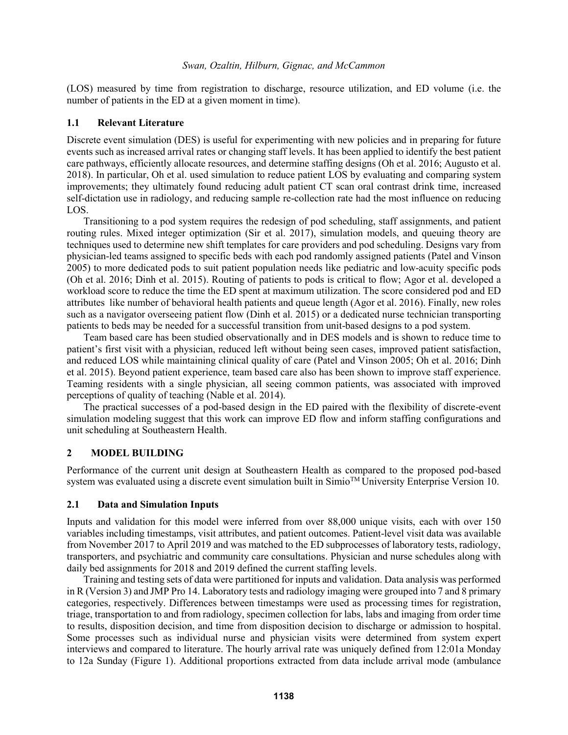(LOS) measured by time from registration to discharge, resource utilization, and ED volume (i.e. the number of patients in the ED at a given moment in time).

### 1.1 Relevant Literature

Discrete event simulation (DES) is useful for experimenting with new policies and in preparing for future events such as increased arrival rates or changing staff levels. It has been applied to identify the best patient care pathways, efficiently allocate resources, and determine staffing designs (Oh et al. 2016; Augusto et al. 2018). In particular, Oh et al. used simulation to reduce patient LOS by evaluating and comparing system improvements; they ultimately found reducing adult patient CT scan oral contrast drink time, increased self-dictation use in radiology, and reducing sample re-collection rate had the most influence on reducing LOS.

Transitioning to a pod system requires the redesign of pod scheduling, staff assignments, and patient routing rules. Mixed integer optimization (Sir et al. 2017), simulation models, and queuing theory are techniques used to determine new shift templates for care providers and pod scheduling. Designs vary from physician-led teams assigned to specific beds with each pod randomly assigned patients (Patel and Vinson 2005) to more dedicated pods to suit patient population needs like pediatric and low-acuity specific pods (Oh et al. 2016; Dinh et al. 2015). Routing of patients to pods is critical to flow; Agor et al. developed a workload score to reduce the time the ED spent at maximum utilization. The score considered pod and ED attributes like number of behavioral health patients and queue length (Agor et al. 2016). Finally, new roles such as a navigator overseeing patient flow (Dinh et al. 2015) or a dedicated nurse technician transporting patients to beds may be needed for a successful transition from unit-based designs to a pod system.

Team based care has been studied observationally and in DES models and is shown to reduce time to patient's first visit with a physician, reduced left without being seen cases, improved patient satisfaction, and reduced LOS while maintaining clinical quality of care (Patel and Vinson 2005; Oh et al. 2016; Dinh et al. 2015). Beyond patient experience, team based care also has been shown to improve staff experience. Teaming residents with a single physician, all seeing common patients, was associated with improved perceptions of quality of teaching (Nable et al. 2014).

The practical successes of a pod-based design in the ED paired with the flexibility of discrete-event simulation modeling suggest that this work can improve ED flow and inform staffing configurations and unit scheduling at Southeastern Health.

## 2 MODEL BUILDING

Performance of the current unit design at Southeastern Health as compared to the proposed pod-based system was evaluated using a discrete event simulation built in Simio™ University Enterprise Version 10.

### 2.1 Data and Simulation Inputs

Inputs and validation for this model were inferred from over 88,000 unique visits, each with over 150 variables including timestamps, visit attributes, and patient outcomes. Patient-level visit data was available from November 2017 to April 2019 and was matched to the ED subprocesses of laboratory tests, radiology, transporters, and psychiatric and community care consultations. Physician and nurse schedules along with daily bed assignments for 2018 and 2019 defined the current staffing levels.

Training and testing sets of data were partitioned for inputs and validation. Data analysis was performed in R (Version 3) and JMP Pro 14. Laboratory tests and radiology imaging were grouped into 7 and 8 primary categories, respectively. Differences between timestamps were used as processing times for registration, triage, transportation to and from radiology, specimen collection for labs, labs and imaging from order time to results, disposition decision, and time from disposition decision to discharge or admission to hospital. Some processes such as individual nurse and physician visits were determined from system expert interviews and compared to literature. The hourly arrival rate was uniquely defined from 12:01a Monday to 12a Sunday (Figure 1). Additional proportions extracted from data include arrival mode (ambulance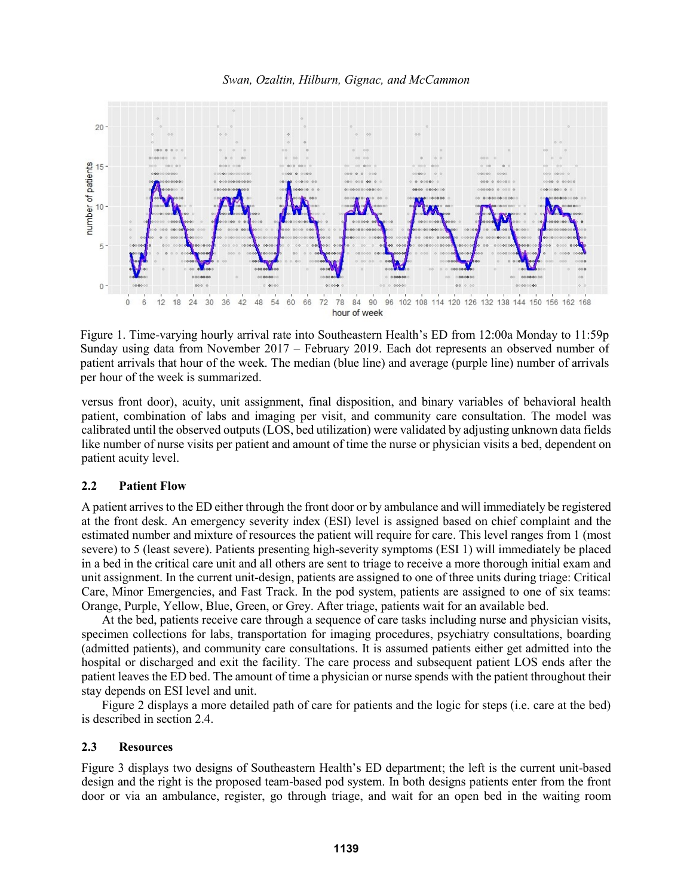Figure 1. Time-varying hourly arrival rate into Southeastern Health's ED from 12:00a Monday to 11:59p Sunday using data from November 2017 – February 2019. Each dot represents an observed number of patient arrivals that hour of the week. The median (blue line) and average (purple line) number of arrivals per hour of the week is summarized.

versus front door), acuity, unit assignment, final disposition, and binary variables of behavioral health patient, combination of labs and imaging per visit, and community care consultation. The model was calibrated until the observed outputs (LOS, bed utilization) were validated by adjusting unknown data fields like number of nurse visits per patient and amount of time the nurse or physician visits a bed, dependent on patient acuity level.

### 2.2 Patient Flow

A patient arrives to the ED either through the front door or by ambulance and will immediately be registered at the front desk. An emergency severity index (ESI) level is assigned based on chief complaint and the estimated number and mixture of resources the patient will require for care. This level ranges from 1 (most severe) to 5 (least severe). Patients presenting high-severity symptoms (ESI 1) will immediately be placed in a bed in the critical care unit and all others are sent to triage to receive a more thorough initial exam and unit assignment. In the current unit-design, patients are assigned to one of three units during triage: Critical Care, Minor Emergencies, and Fast Track. In the pod system, patients are assigned to one of six teams: Orange, Purple, Yellow, Blue, Green, or Grey. After triage, patients wait for an available bed.

At the bed, patients receive care through a sequence of care tasks including nurse and physician visits, specimen collections for labs, transportation for imaging procedures, psychiatry consultations, boarding (admitted patients), and community care consultations. It is assumed patients either get admitted into the hospital or discharged and exit the facility. The care process and subsequent patient LOS ends after the patient leaves the ED bed. The amount of time a physician or nurse spends with the patient throughout their stay depends on ESI level and unit.

Figure 2 displays a more detailed path of care for patients and the logic for steps (i.e. care at the bed) is described in section 2.4.

### 2.3 Resources

Figure 3 displays two designs of Southeastern Health's ED department; the left is the current unit-based design and the right is the proposed team-based pod system. In both designs patients enter from the front door or via an ambulance, register, go through triage, and wait for an open bed in the waiting room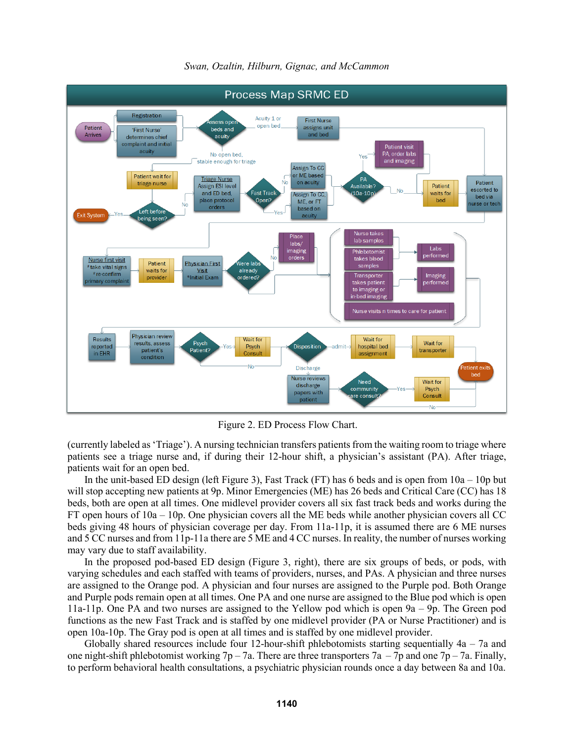Figure 2. ED Process Flow Chart.

(currently labeled as 'Triage'). A nursing technician transfers patients from the waiting room to triage where patients see a triage nurse and, if during their 12-hour shift, a physician's assistant (PA). After triage, patients wait for an open bed.

In the unit-based ED design (left Figure 3), Fast Track (FT) has 6 beds and is open from 10a – 10p but will stop accepting new patients at 9p. Minor Emergencies (ME) has 26 beds and Critical Care (CC) has 18 beds, both are open at all times. One midlevel provider covers all six fast track beds and works during the FT open hours of 10a – 10p. One physician covers all the ME beds while another physician covers all CC beds giving 48 hours of physician coverage per day. From 11a-11p, it is assumed there are 6 ME nurses and 5 CC nurses and from 11p-11a there are 5 ME and 4 CC nurses. In reality, the number of nurses working may vary due to staff availability.

In the proposed pod-based ED design (Figure 3, right), there are six groups of beds, or pods, with varying schedules and each staffed with teams of providers, nurses, and PAs. A physician and three nurses are assigned to the Orange pod. A physician and four nurses are assigned to the Purple pod. Both Orange and Purple pods remain open at all times. One PA and one nurse are assigned to the Blue pod which is open 11a-11p. One PA and two nurses are assigned to the Yellow pod which is open 9a – 9p. The Green pod functions as the new Fast Track and is staffed by one midlevel provider (PA or Nurse Practitioner) and is open 10a-10p. The Gray pod is open at all times and is staffed by one midlevel provider.

Globally shared resources include four 12-hour-shift phlebotomists starting sequentially 4a – 7a and one night-shift phlebotomist working 7p – 7a. There are three transporters 7a – 7p and one 7p – 7a. Finally, to perform behavioral health consultations, a psychiatric physician rounds once a day between 8a and 10a.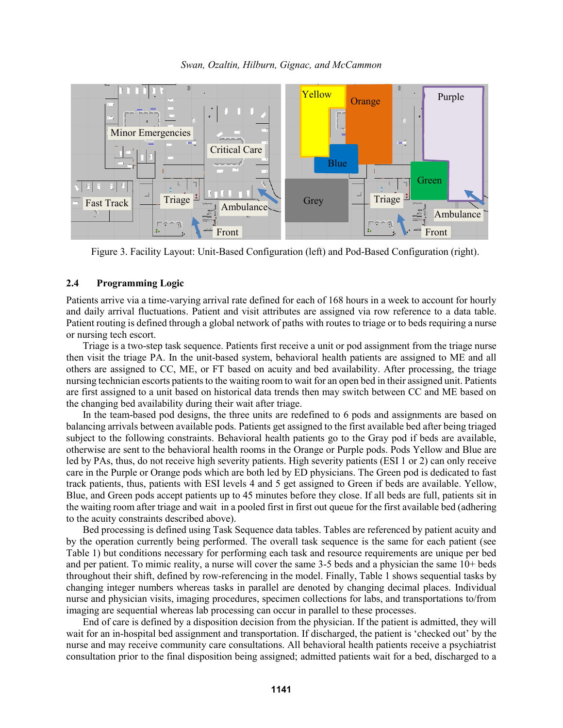Figure 3. Facility Layout: Unit-Based Configuration (left) and Pod-Based Configuration (right).

### 2.4 Programming Logic

Patients arrive via a time-varying arrival rate defined for each of 168 hours in a week to account for hourly and daily arrival fluctuations. Patient and visit attributes are assigned via row reference to a data table. Patient routing is defined through a global network of paths with routes to triage or to beds requiring a nurse or nursing tech escort.

Triage is a two-step task sequence. Patients first receive a unit or pod assignment from the triage nurse then visit the triage PA. In the unit-based system, behavioral health patients are assigned to ME and all others are assigned to CC, ME, or FT based on acuity and bed availability. After processing, the triage nursing technician escorts patients to the waiting room to wait for an open bed in their assigned unit. Patients are first assigned to a unit based on historical data trends then may switch between CC and ME based on the changing bed availability during their wait after triage.

In the team-based pod designs, the three units are redefined to 6 pods and assignments are based on balancing arrivals between available pods. Patients get assigned to the first available bed after being triaged subject to the following constraints. Behavioral health patients go to the Gray pod if beds are available, otherwise are sent to the behavioral health rooms in the Orange or Purple pods. Pods Yellow and Blue are led by PAs, thus, do not receive high severity patients. High severity patients (ESI 1 or 2) can only receive care in the Purple or Orange pods which are both led by ED physicians. The Green pod is dedicated to fast track patients, thus, patients with ESI levels 4 and 5 get assigned to Green if beds are available. Yellow, Blue, and Green pods accept patients up to 45 minutes before they close. If all beds are full, patients sit in the waiting room after triage and wait in a pooled first in first out queue for the first available bed (adhering to the acuity constraints described above).

Bed processing is defined using Task Sequence data tables. Tables are referenced by patient acuity and by the operation currently being performed. The overall task sequence is the same for each patient (see Table 1) but conditions necessary for performing each task and resource requirements are unique per bed and per patient. To mimic reality, a nurse will cover the same 3-5 beds and a physician the same 10+ beds throughout their shift, defined by row-referencing in the model. Finally, Table 1 shows sequential tasks by changing integer numbers whereas tasks in parallel are denoted by changing decimal places. Individual nurse and physician visits, imaging procedures, specimen collections for labs, and transportations to/from imaging are sequential whereas lab processing can occur in parallel to these processes.

End of care is defined by a disposition decision from the physician. If the patient is admitted, they will wait for an in-hospital bed assignment and transportation. If discharged, the patient is 'checked out' by the nurse and may receive community care consultations. All behavioral health patients receive a psychiatrist consultation prior to the final disposition being assigned; admitted patients wait for a bed, discharged to a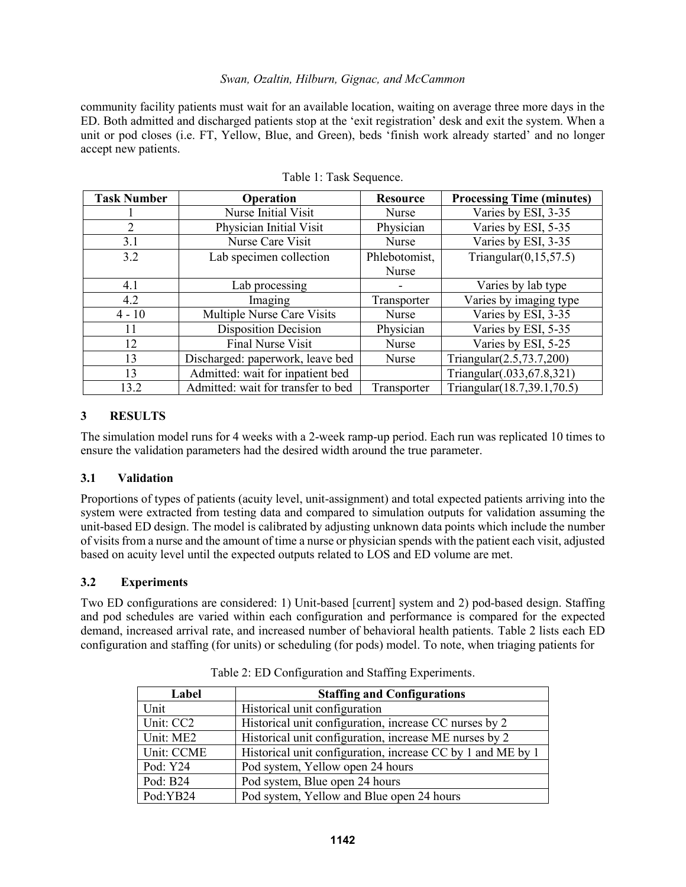community facility patients must wait for an available location, waiting on average three more days in the ED. Both admitted and discharged patients stop at the 'exit registration' desk and exit the system. When a unit or pod closes (i.e. FT, Yellow, Blue, and Green), beds 'finish work already started' and no longer accept new patients.

Table 1: Task Sequence.

| Task Number | Operation | Resource | Processing Time (minutes) |
| --- | --- | --- | --- |
| 1 | Nurse Initial Visit | Nurse | Varies by ESI, 3-35 |
| 2 | Physician Initial Visit | Physician | Varies by ESI, 5-35 |
| 3.1 | Nurse Care Visit | Nurse | Varies by ESI, 3-35 |
| 3.2 | Lab specimen collection | Phlebotomist, Nurse | Triangular(0,15,57.5) |
| 4.1 | Lab processing | - | Varies by lab type |
| 4.2 | Imaging | Transporter | Varies by imaging type |
| 4 - 10 | Multiple Nurse Care Visits | Nurse | Varies by ESI, 3-35 |
| 11 | Disposition Decision | Physician | Varies by ESI, 5-35 |
| 12 | Final Nurse Visit | Nurse | Varies by ESI, 5-25 |
| 13 | Discharged: paperwork, leave bed | Nurse | Triangular(2.5,73.7,200) |
| 13 | Admitted: wait for inpatient bed | | Triangular(.033,67.8,321) |
| 13.2 | Admitted: wait for transfer to bed | Transporter | Triangular(18.7,39.1,70.5) |

## 3 RESULTS

The simulation model runs for 4 weeks with a 2-week ramp-up period. Each run was replicated 10 times to ensure the validation parameters had the desired width around the true parameter.

### 3.1 Validation

Proportions of types of patients (acuity level, unit-assignment) and total expected patients arriving into the system were extracted from testing data and compared to simulation outputs for validation assuming the unit-based ED design. The model is calibrated by adjusting unknown data points which include the number of visits from a nurse and the amount of time a nurse or physician spends with the patient each visit, adjusted based on acuity level until the expected outputs related to LOS and ED volume are met.

### 3.2 Experiments

Two ED configurations are considered: 1) Unit-based [current] system and 2) pod-based design. Staffing and pod schedules are varied within each configuration and performance is compared for the expected demand, increased arrival rate, and increased number of behavioral health patients. Table 2 lists each ED configuration and staffing (for units) or scheduling (for pods) model. To note, when triaging patients for

Table 2: ED Configuration and Staffing Experiments.

| Label | Staffing and Configurations |
| --- | --- |
| Unit | Historical unit configuration |
| Unit: CC2 | Historical unit configuration, increase CC nurses by 2 |
| Unit: ME2 | Historical unit configuration, increase ME nurses by 2 |
| Unit: CCME | Historical unit configuration, increase CC by 1 and ME by 1 |
| Pod: Y24 | Pod system, Yellow open 24 hours |
| Pod: B24 | Pod system, Blue open 24 hours |
| Pod:YB24 | Pod system, Yellow and Blue open 24 hours |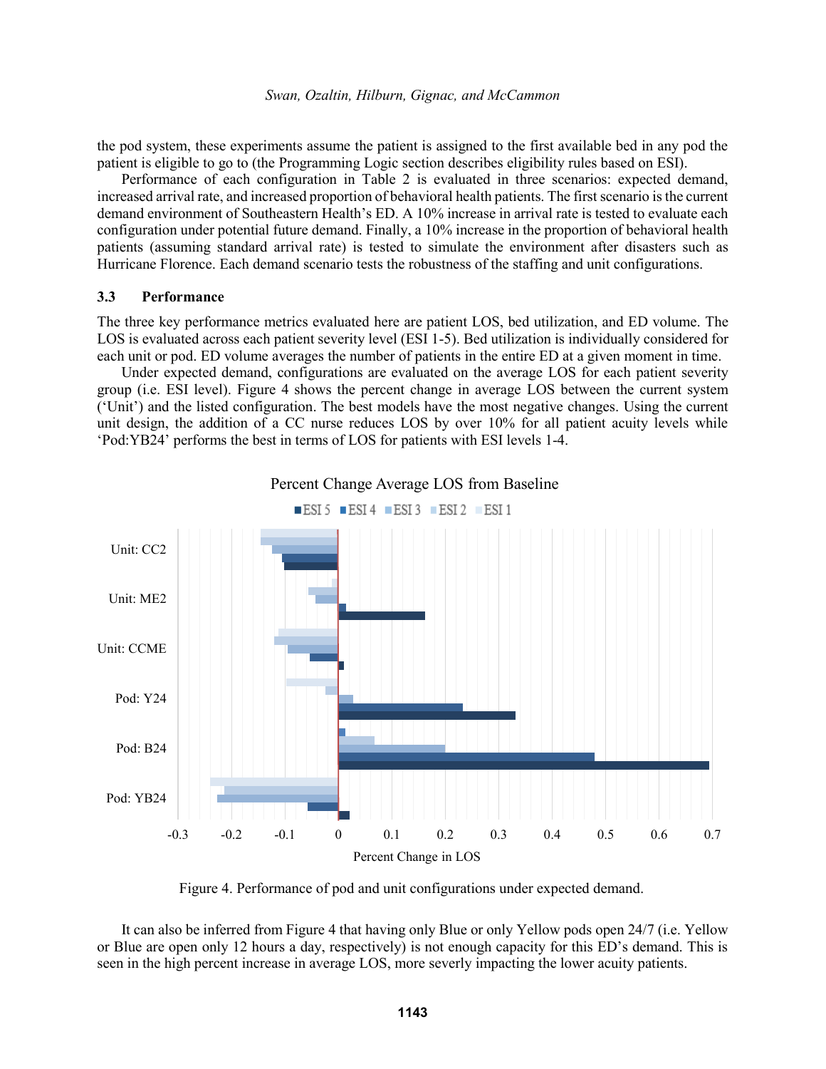the pod system, these experiments assume the patient is assigned to the first available bed in any pod the patient is eligible to go to (the Programming Logic section describes eligibility rules based on ESI).

Performance of each configuration in Table 2 is evaluated in three scenarios: expected demand, increased arrival rate, and increased proportion of behavioral health patients. The first scenario is the current demand environment of Southeastern Health's ED. A 10% increase in arrival rate is tested to evaluate each configuration under potential future demand. Finally, a 10% increase in the proportion of behavioral health patients (assuming standard arrival rate) is tested to simulate the environment after disasters such as Hurricane Florence. Each demand scenario tests the robustness of the staffing and unit configurations.

### 3.3 Performance

The three key performance metrics evaluated here are patient LOS, bed utilization, and ED volume. The LOS is evaluated across each patient severity level (ESI 1-5). Bed utilization is individually considered for each unit or pod. ED volume averages the number of patients in the entire ED at a given moment in time.

Under expected demand, configurations are evaluated on the average LOS for each patient severity group (i.e. ESI level). Figure 4 shows the percent change in average LOS between the current system ('Unit') and the listed configuration. The best models have the most negative changes. Using the current unit design, the addition of a CC nurse reduces LOS by over 10% for all patient acuity levels while 'Pod:YB24' performs the best in terms of LOS for patients with ESI levels 1-4.

Figure 4. Performance of pod and unit configurations under expected demand.

It can also be inferred from Figure 4 that having only Blue or only Yellow pods open 24/7 (i.e. Yellow or Blue are open only 12 hours a day, respectively) is not enough capacity for this ED's demand. This is seen in the high percent increase in average LOS, more severly impacting the lower acuity patients.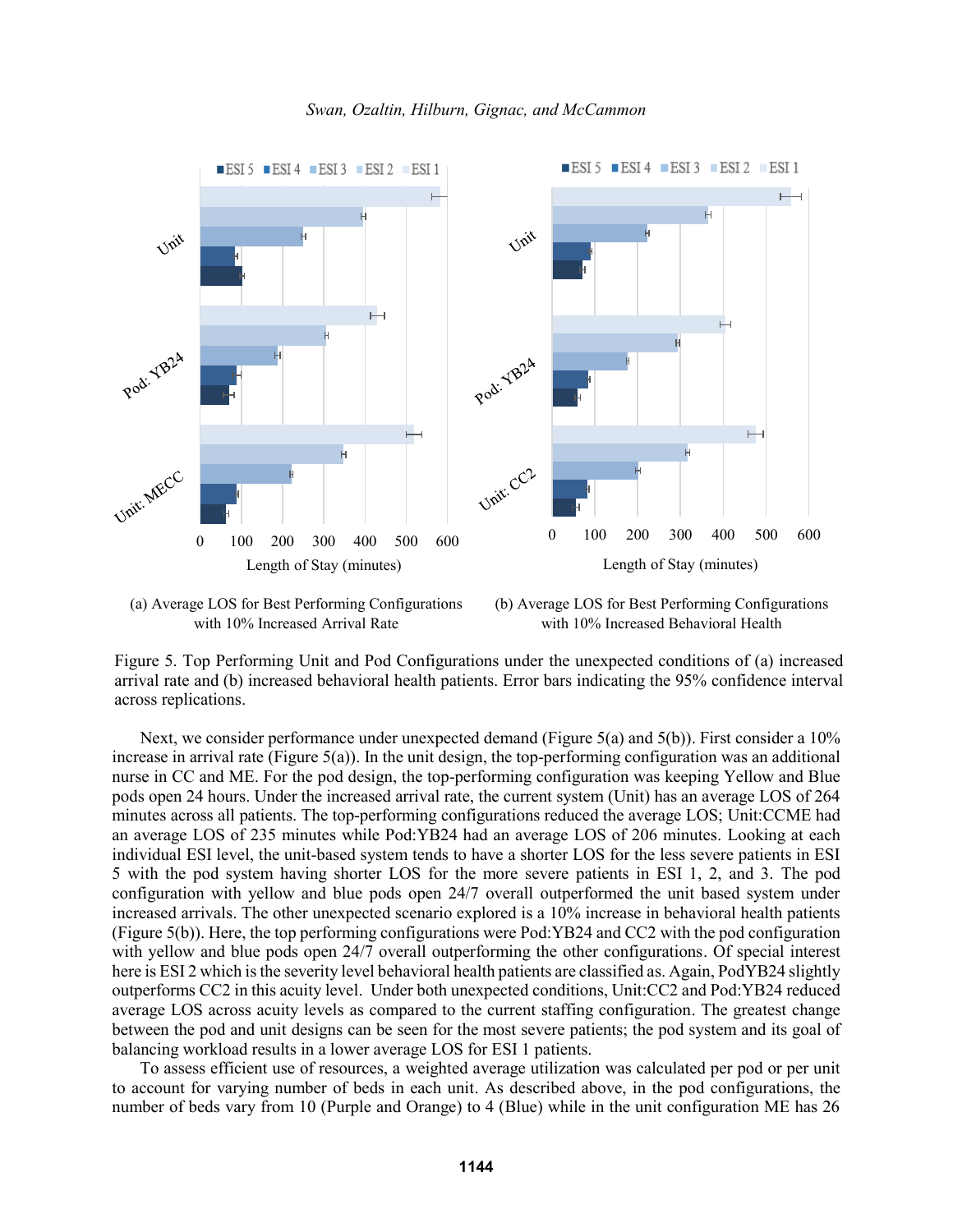(a) Average LOS for Best Performing Configurations with 10% Increased Arrival Rate

(b) Average LOS for Best Performing Configurations with 10% Increased Behavioral Health

Figure 5. Top Performing Unit and Pod Configurations under the unexpected conditions of (a) increased arrival rate and (b) increased behavioral health patients. Error bars indicating the 95% confidence interval across replications.

Next, we consider performance under unexpected demand (Figure 5(a) and 5(b)). First consider a 10% increase in arrival rate (Figure 5(a)). In the unit design, the top-performing configuration was an additional nurse in CC and ME. For the pod design, the top-performing configuration was keeping Yellow and Blue pods open 24 hours. Under the increased arrival rate, the current system (Unit) has an average LOS of 264 minutes across all patients. The top-performing configurations reduced the average LOS; Unit:CCME had an average LOS of 235 minutes while Pod:YB24 had an average LOS of 206 minutes. Looking at each individual ESI level, the unit-based system tends to have a shorter LOS for the less severe patients in ESI 5 with the pod system having shorter LOS for the more severe patients in ESI 1, 2, and 3. The pod configuration with yellow and blue pods open 24/7 overall outperformed the unit based system under increased arrivals. The other unexpected scenario explored is a 10% increase in behavioral health patients (Figure 5(b)). Here, the top performing configurations were Pod:YB24 and CC2 with the pod configuration with yellow and blue pods open 24/7 overall outperforming the other configurations. Of special interest here is ESI 2 which is the severity level behavioral health patients are classified as. Again, PodYB24 slightly outperforms CC2 in this acuity level. Under both unexpected conditions, Unit:CC2 and Pod:YB24 reduced average LOS across acuity levels as compared to the current staffing configuration. The greatest change between the pod and unit designs can be seen for the most severe patients; the pod system and its goal of balancing workload results in a lower average LOS for ESI 1 patients.

To assess efficient use of resources, a weighted average utilization was calculated per pod or per unit to account for varying number of beds in each unit. As described above, in the pod configurations, the number of beds vary from 10 (Purple and Orange) to 4 (Blue) while in the unit configuration ME has 26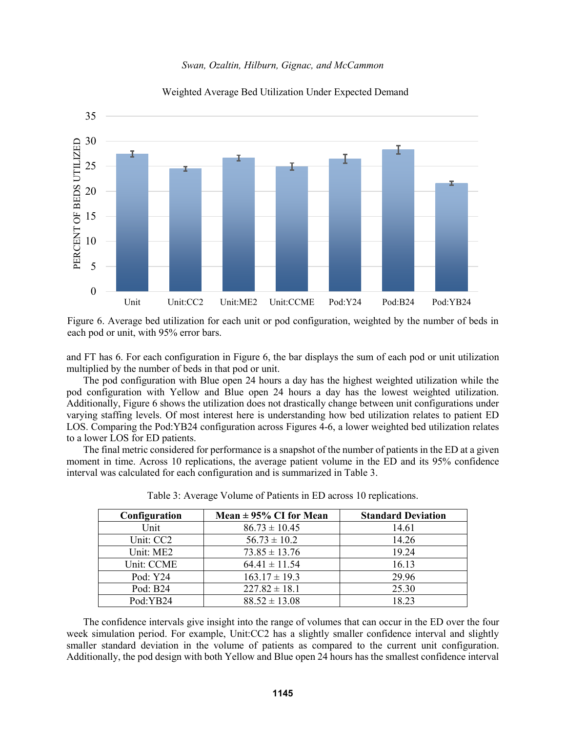Weighted Average Bed Utilization Under Expected Demand

Figure 6. Average bed utilization for each unit or pod configuration, weighted by the number of beds in each pod or unit, with 95% error bars.

and FT has 6. For each configuration in Figure 6, the bar displays the sum of each pod or unit utilization multiplied by the number of beds in that pod or unit.

The pod configuration with Blue open 24 hours a day has the highest weighted utilization while the pod configuration with Yellow and Blue open 24 hours a day has the lowest weighted utilization. Additionally, Figure 6 shows the utilization does not drastically change between unit configurations under varying staffing levels. Of most interest here is understanding how bed utilization relates to patient ED LOS. Comparing the Pod:YB24 configuration across Figures 4-6, a lower weighted bed utilization relates to a lower LOS for ED patients.

The final metric considered for performance is a snapshot of the number of patients in the ED at a given moment in time. Across 10 replications, the average patient volume in the ED and its 95% confidence interval was calculated for each configuration and is summarized in Table 3.

Table 3: Average Volume of Patients in ED across 10 replications.

| Configuration | Mean ± 95% CI for Mean | Standard Deviation |
|---|---|---|
| Unit | 86.73 ± 10.45 | 14.61 |
| Unit: CC2 | 56.73 ± 10.2 | 14.26 |
| Unit: ME2 | 73.85 ± 13.76 | 19.24 |
| Unit: CCME | 64.41 ± 11.54 | 16.13 |
| Pod: Y24 | 163.17 ± 19.3 | 29.96 |
| Pod: B24 | 227.82 ± 18.1 | 25.30 |
| Pod:YB24 | 88.52 ± 13.08 | 18.23 |

The confidence intervals give insight into the range of volumes that can occur in the ED over the four week simulation period. For example, Unit:CC2 has a slightly smaller confidence interval and slightly smaller standard deviation in the volume of patients as compared to the current unit configuration. Additionally, the pod design with both Yellow and Blue open 24 hours has the smallest confidence interval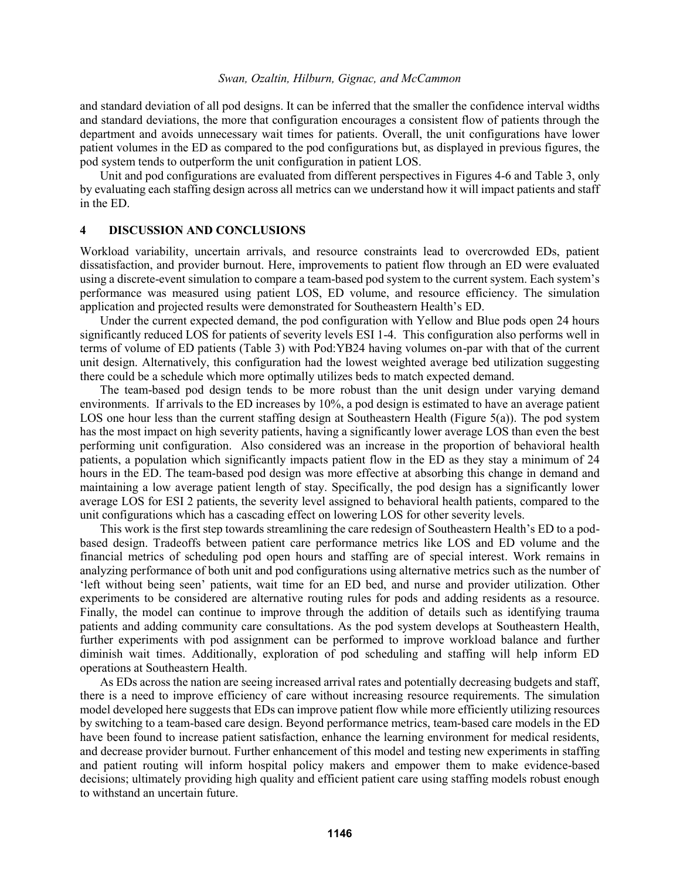and standard deviation of all pod designs. It can be inferred that the smaller the confidence interval widths and standard deviations, the more that configuration encourages a consistent flow of patients through the department and avoids unnecessary wait times for patients. Overall, the unit configurations have lower patient volumes in the ED as compared to the pod configurations but, as displayed in previous figures, the pod system tends to outperform the unit configuration in patient LOS.

Unit and pod configurations are evaluated from different perspectives in Figures 4-6 and Table 3, only by evaluating each staffing design across all metrics can we understand how it will impact patients and staff in the ED.

## 4 DISCUSSION AND CONCLUSIONS

Workload variability, uncertain arrivals, and resource constraints lead to overcrowded EDs, patient dissatisfaction, and provider burnout. Here, improvements to patient flow through an ED were evaluated using a discrete-event simulation to compare a team-based pod system to the current system. Each system's performance was measured using patient LOS, ED volume, and resource efficiency. The simulation application and projected results were demonstrated for Southeastern Health's ED.

Under the current expected demand, the pod configuration with Yellow and Blue pods open 24 hours significantly reduced LOS for patients of severity levels ESI 1-4. This configuration also performs well in terms of volume of ED patients (Table 3) with Pod:YB24 having volumes on-par with that of the current unit design. Alternatively, this configuration had the lowest weighted average bed utilization suggesting there could be a schedule which more optimally utilizes beds to match expected demand.

The team-based pod design tends to be more robust than the unit design under varying demand environments. If arrivals to the ED increases by 10%, a pod design is estimated to have an average patient LOS one hour less than the current staffing design at Southeastern Health (Figure 5(a)). The pod system has the most impact on high severity patients, having a significantly lower average LOS than even the best performing unit configuration. Also considered was an increase in the proportion of behavioral health patients, a population which significantly impacts patient flow in the ED as they stay a minimum of 24 hours in the ED. The team-based pod design was more effective at absorbing this change in demand and maintaining a low average patient length of stay. Specifically, the pod design has a significantly lower average LOS for ESI 2 patients, the severity level assigned to behavioral health patients, compared to the unit configurations which has a cascading effect on lowering LOS for other severity levels.

This work is the first step towards streamlining the care redesign of Southeastern Health's ED to a pod-based design. Tradeoffs between patient care performance metrics like LOS and ED volume and the financial metrics of scheduling pod open hours and staffing are of special interest. Work remains in analyzing performance of both unit and pod configurations using alternative metrics such as the number of 'left without being seen' patients, wait time for an ED bed, and nurse and provider utilization. Other experiments to be considered are alternative routing rules for pods and adding residents as a resource. Finally, the model can continue to improve through the addition of details such as identifying trauma patients and adding community care consultations. As the pod system develops at Southeastern Health, further experiments with pod assignment can be performed to improve workload balance and further diminish wait times. Additionally, exploration of pod scheduling and staffing will help inform ED operations at Southeastern Health.

As EDs across the nation are seeing increased arrival rates and potentially decreasing budgets and staff, there is a need to improve efficiency of care without increasing resource requirements. The simulation model developed here suggests that EDs can improve patient flow while more efficiently utilizing resources by switching to a team-based care design. Beyond performance metrics, team-based care models in the ED have been found to increase patient satisfaction, enhance the learning environment for medical residents, and decrease provider burnout. Further enhancement of this model and testing new experiments in staffing and patient routing will inform hospital policy makers and empower them to make evidence-based decisions; ultimately providing high quality and efficient patient care using staffing models robust enough to withstand an uncertain future.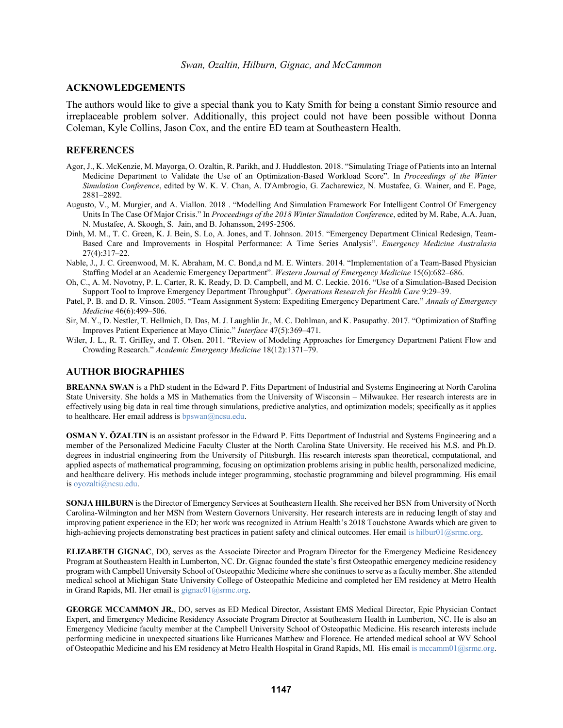## ACKNOWLEDGEMENTS

The authors would like to give a special thank you to Katy Smith for being a constant Simio resource and irreplaceable problem solver. Additionally, this project could not have been possible without Donna Coleman, Kyle Collins, Jason Cox, and the entire ED team at Southeastern Health.

## REFERENCES

Agor, J., K. McKenzie, M. Mayorga, O. Ozaltin, R. Parikh, and J. Huddleston. 2018. "Simulating Triage of Patients into an Internal Medicine Department to Validate the Use of an Optimization-Based Workload Score". In *Proceedings of the Winter Simulation Conference*, edited by W. K. V. Chan, A. D'Ambrogio, G. Zacharewicz, N. Mustafee, G. Wainer, and E. Page, 2881–2892.

Augusto, V., M. Murgier, and A. Viallon. 2018 . "Modelling And Simulation Framework For Intelligent Control Of Emergency Units In The Case Of Major Crisis." In *Proceedings of the 2018 Winter Simulation Conference*, edited by M. Rabe, A.A. Juan, N. Mustafee, A. Skoogh, S. Jain, and B. Johansson, 2495-2506.

Dinh, M. M., T. C. Green, K. J. Bein, S. Lo, A. Jones, and T. Johnson. 2015. "Emergency Department Clinical Redesign, Team-Based Care and Improvements in Hospital Performance: A Time Series Analysis". *Emergency Medicine Australasia* 27(4):317–22.

Nable, J., J. C. Greenwood, M. K. Abraham, M. C. Bond,a nd M. E. Winters. 2014. "Implementation of a Team-Based Physician Staffing Model at an Academic Emergency Department". *Western Journal of Emergency Medicine* 15(6):682–686.

Oh, C., A. M. Novotny, P. L. Carter, R. K. Ready, D. D. Campbell, and M. C. Leckie. 2016. "Use of a Simulation-Based Decision Support Tool to Improve Emergency Department Throughput". *Operations Research for Health Care* 9:29–39.

Patel, P. B. and D. R. Vinson. 2005. "Team Assignment System: Expediting Emergency Department Care." *Annals of Emergency Medicine* 46(6):499–506.

Sir, M. Y., D. Nestler, T. Hellmich, D. Das, M. J. Laughlin Jr., M. C. Dohlman, and K. Pasupathy. 2017. "Optimization of Staffing Improves Patient Experience at Mayo Clinic." *Interface* 47(5):369–471.

Wiler, J. L., R. T. Griffey, and T. Olsen. 2011. "Review of Modeling Approaches for Emergency Department Patient Flow and Crowding Research." *Academic Emergency Medicine* 18(12):1371–79.

## AUTHOR BIOGRAPHIES

**BREANNA SWAN** is a PhD student in the Edward P. Fitts Department of Industrial and Systems Engineering at North Carolina State University. She holds a MS in Mathematics from the University of Wisconsin – Milwaukee. Her research interests are in effectively using big data in real time through simulations, predictive analytics, and optimization models; specifically as it applies to healthcare. Her email address is bpswan@ncsu.edu.

**OSMAN Y. ÖZALTIN** is an assistant professor in the Edward P. Fitts Department of Industrial and Systems Engineering and a member of the Personalized Medicine Faculty Cluster at the North Carolina State University. He received his M.S. and Ph.D. degrees in industrial engineering from the University of Pittsburgh. His research interests span theoretical, computational, and applied aspects of mathematical programming, focusing on optimization problems arising in public health, personalized medicine, and healthcare delivery. His methods include integer programming, stochastic programming and bilevel programming. His email is oyozalti@ncsu.edu.

**SONJA HILBURN** is the Director of Emergency Services at Southeastern Health. She received her BSN from University of North Carolina-Wilmington and her MSN from Western Governors University. Her research interests are in reducing length of stay and improving patient experience in the ED; her work was recognized in Atrium Health's 2018 Touchstone Awards which are given to high-achieving projects demonstrating best practices in patient safety and clinical outcomes. Her email is hilbur01@srmc.org.

**ELIZABETH GIGNAC**, DO, serves as the Associate Director and Program Director for the Emergency Medicine Residency Program at Southeastern Health in Lumberton, NC. Dr. Gignac founded the state's first Osteopathic emergency medicine residency program with Campbell University School of Osteopathic Medicine where she continues to serve as a faculty member. She attended medical school at Michigan State University College of Osteopathic Medicine and completed her EM residency at Metro Health in Grand Rapids, MI. Her email is gignac01@srmc.org.

**GEORGE MCCAMMON JR.**, DO, serves as ED Medical Director, Assistant EMS Medical Director, Epic Physician Contact Expert, and Emergency Medicine Residency Associate Program Director at Southeastern Health in Lumberton, NC. He is also an Emergency Medicine faculty member at the Campbell University School of Osteopathic Medicine. His research interests include performing medicine in unexpected situations like Hurricanes Matthew and Florence. He attended medical school at WV School of Osteopathic Medicine and his EM residency at Metro Health Hospital in Grand Rapids, MI. His email is mccamm01@srmc.org.